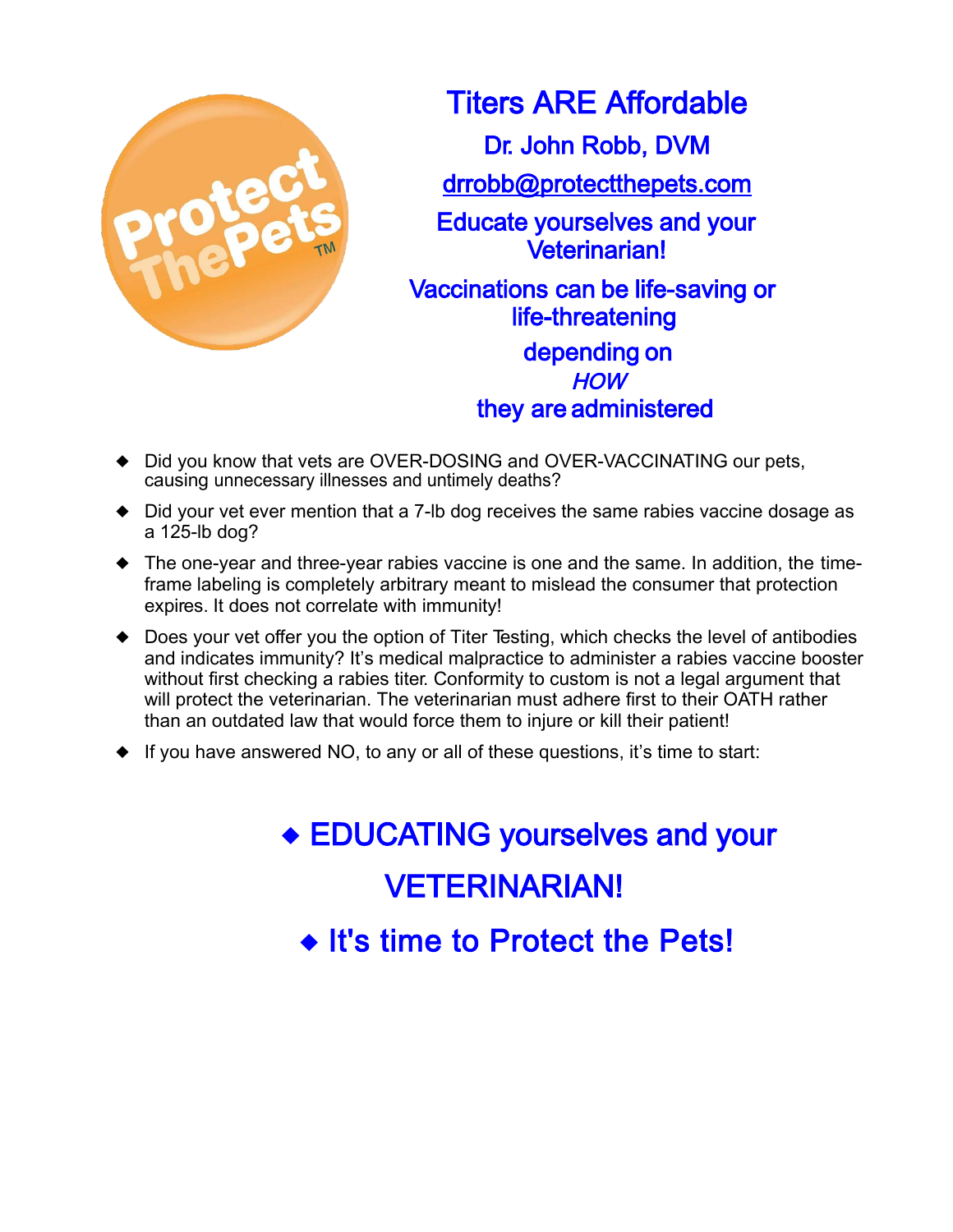# Titers ARE Affordable

**Dr. John Robb, DVM**

drrobb@protectthepets.com

**Educate yourselves and your Veterinarian!**

**Vaccinations can be life-saving or life-threatening depending on *HOW* they are administered**

- Did you know that vets are OVER-DOSING and OVER-VACCINATING our pets, causing unnecessary illnesses and untimely deaths?
- Did your vet ever mention that a 7-lb dog receives the same rabies vaccine dosage as a 125-lb dog?
- The one-year and three-year rabies vaccine is one and the same. In addition, the time-frame labeling is completely arbitrary meant to mislead the consumer that protection expires. It does not correlate with immunity!
- Does your vet offer you the option of Titer Testing, which checks the level of antibodies and indicates immunity? It's medical malpractice to administer a rabies vaccine booster without first checking a rabies titer. Conformity to custom is not a legal argument that will protect the veterinarian. The veterinarian must adhere first to their OATH rather than an outdated law that would force them to injure or kill their patient!
- If you have answered NO, to any or all of these questions, it's time to start:

## ◆ EDUCATING yourselves and your VETERINARIAN!

## ◆ It's time to Protect the Pets!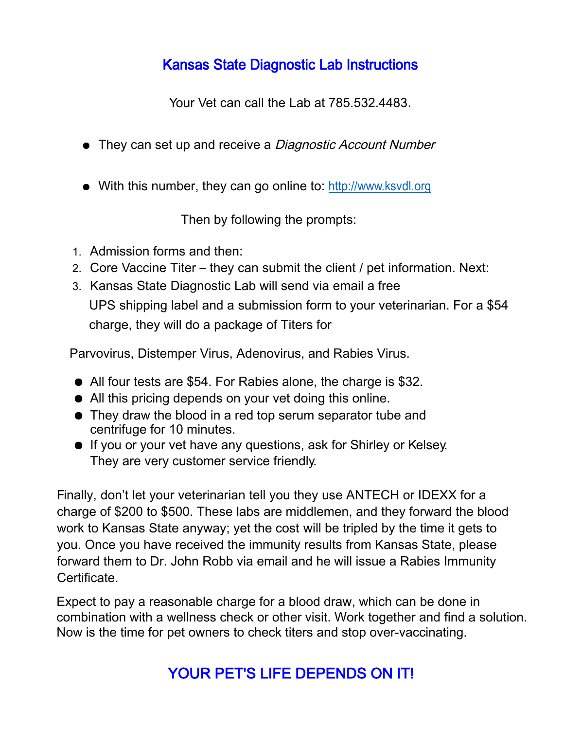# Kansas State Diagnostic Lab Instructions

Your Vet can call the Lab at 785.532.4483.

- They can set up and receive a *Diagnostic Account Number*
- With this number, they can go online to: http://www.ksvdl.org

Then by following the prompts:

1. Admission forms and then:
2. Core Vaccine Titer – they can submit the client / pet information. Next:
3. Kansas State Diagnostic Lab will send via email a free UPS shipping label and a submission form to your veterinarian. For a $54 charge, they will do a package of Titers for

Parvovirus, Distemper Virus, Adenovirus, and Rabies Virus.

- All four tests are $54. For Rabies alone, the charge is $32.
- All this pricing depends on your vet doing this online.
- They draw the blood in a red top serum separator tube and centrifuge for 10 minutes.
- If you or your vet have any questions, ask for Shirley or Kelsey. They are very customer service friendly.

Finally, don't let your veterinarian tell you they use ANTECH or IDEXX for a charge of $200 to $500. These labs are middlemen, and they forward the blood work to Kansas State anyway; yet the cost will be tripled by the time it gets to you. Once you have received the immunity results from Kansas State, please forward them to Dr. John Robb via email and he will issue a Rabies Immunity Certificate.

Expect to pay a reasonable charge for a blood draw, which can be done in combination with a wellness check or other visit. Work together and find a solution. Now is the time for pet owners to check titers and stop over-vaccinating.

## YOUR PET'S LIFE DEPENDS ON IT!